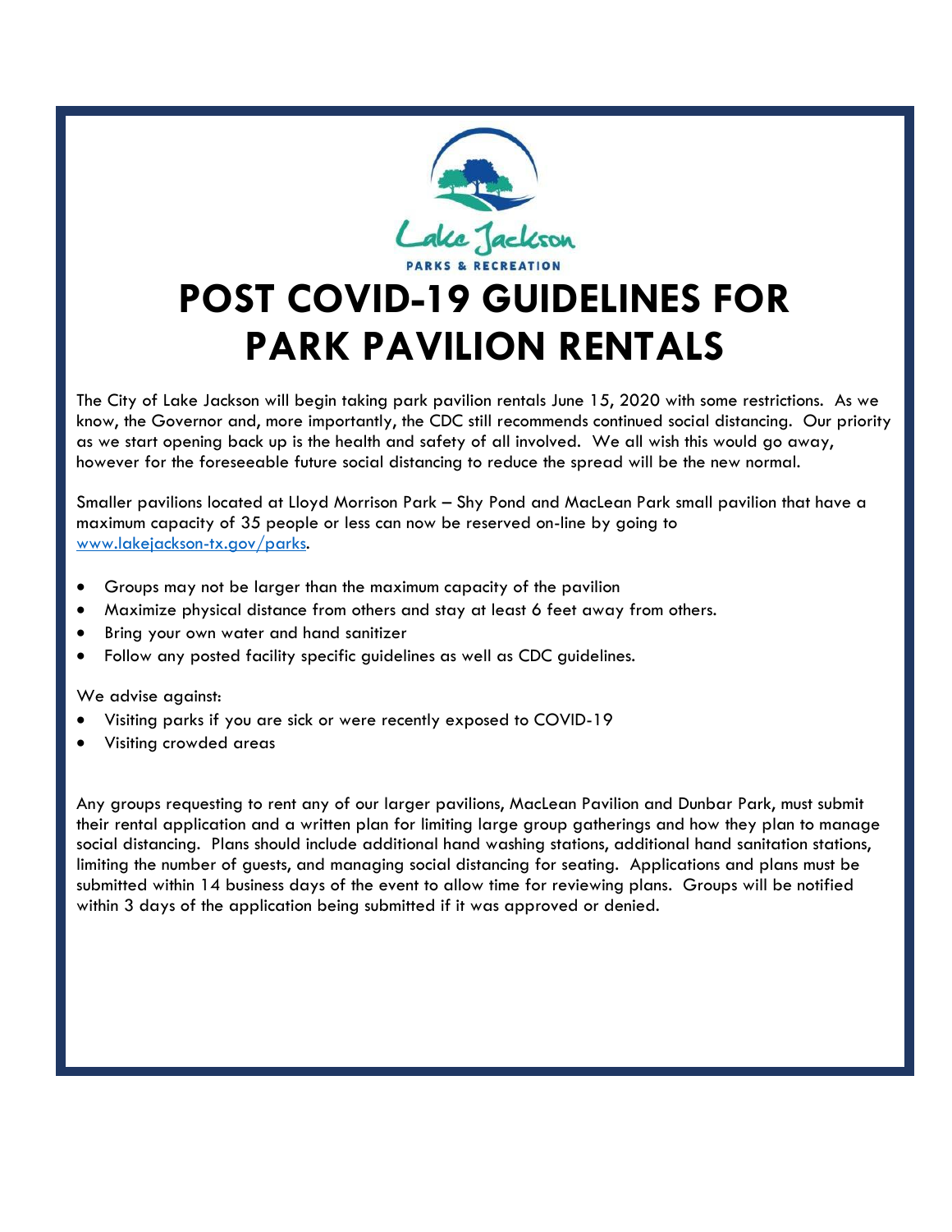Lake Jackson

PARKS & RECREATION

# POST COVID-19 GUIDELINES FOR PARK PAVILION RENTALS

The City of Lake Jackson will begin taking park pavilion rentals June 15, 2020 with some restrictions. As we know, the Governor and, more importantly, the CDC still recommends continued social distancing. Our priority as we start opening back up is the health and safety of all involved. We all wish this would go away, however for the foreseeable future social distancing to reduce the spread will be the new normal.

Smaller pavilions located at Lloyd Morrison Park – Shy Pond and MacLean Park small pavilion that have a maximum capacity of 35 people or less can now be reserved on-line by going to [www.lakejackson-tx.gov/parks](http://www.lakejackson-tx.gov/parks).

- Groups may not be larger than the maximum capacity of the pavilion
- Maximize physical distance from others and stay at least 6 feet away from others.
- Bring your own water and hand sanitizer
- Follow any posted facility specific guidelines as well as CDC guidelines.

We advise against:

- Visiting parks if you are sick or were recently exposed to COVID-19
- Visiting crowded areas

Any groups requesting to rent any of our larger pavilions, MacLean Pavilion and Dunbar Park, must submit their rental application and a written plan for limiting large group gatherings and how they plan to manage social distancing. Plans should include additional hand washing stations, additional hand sanitation stations, limiting the number of guests, and managing social distancing for seating. Applications and plans must be submitted within 14 business days of the event to allow time for reviewing plans. Groups will be notified within 3 days of the application being submitted if it was approved or denied.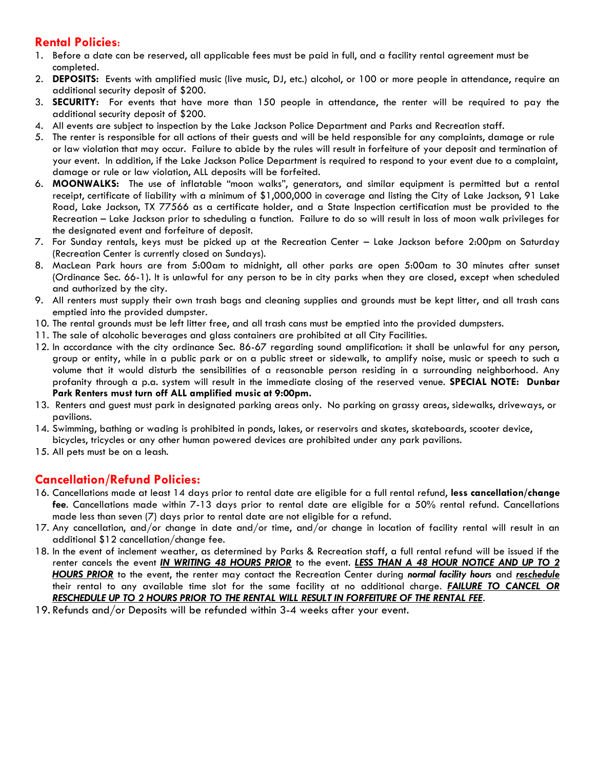## Rental Policies:

1. Before a date can be reserved, all applicable fees must be paid in full, and a facility rental agreement must be completed.
2. **DEPOSITS:** Events with amplified music (live music, DJ, etc.) alcohol, or 100 or more people in attendance, require an additional security deposit of $200.
3. **SECURITY:** For events that have more than 150 people in attendance, the renter will be required to pay the additional security deposit of $200.
4. All events are subject to inspection by the Lake Jackson Police Department and Parks and Recreation staff.
5. The renter is responsible for all actions of their guests and will be held responsible for any complaints, damage or rule or law violation that may occur. Failure to abide by the rules will result in forfeiture of your deposit and termination of your event. In addition, if the Lake Jackson Police Department is required to respond to your event due to a complaint, damage or rule or law violation, ALL deposits will be forfeited.
6. **MOONWALKS:** The use of inflatable "moon walks", generators, and similar equipment is permitted but a rental receipt, certificate of liability with a minimum of $1,000,000 in coverage and listing the City of Lake Jackson, 91 Lake Road, Lake Jackson, TX 77566 as a certificate holder, and a State Inspection certification must be provided to the Recreation – Lake Jackson prior to scheduling a function. Failure to do so will result in loss of moon walk privileges for the designated event and forfeiture of deposit.
7. For Sunday rentals, keys must be picked up at the Recreation Center – Lake Jackson before 2:00pm on Saturday (Recreation Center is currently closed on Sundays).
8. MacLean Park hours are from 5:00am to midnight, all other parks are open 5:00am to 30 minutes after sunset (Ordinance Sec. 66-1). It is unlawful for any person to be in city parks when they are closed, except when scheduled and authorized by the city.
9. All renters must supply their own trash bags and cleaning supplies and grounds must be kept litter, and all trash cans emptied into the provided dumpster.
10. The rental grounds must be left litter free, and all trash cans must be emptied into the provided dumpsters.
11. The sale of alcoholic beverages and glass containers are prohibited at all City Facilities.
12. In accordance with the city ordinance Sec. 86-67 regarding sound amplification: it shall be unlawful for any person, group or entity, while in a public park or on a public street or sidewalk, to amplify noise, music or speech to such a volume that it would disturb the sensibilities of a reasonable person residing in a surrounding neighborhood. Any profanity through a p.a. system will result in the immediate closing of the reserved venue. **SPECIAL NOTE: Dunbar Park Renters must turn off ALL amplified music at 9:00pm.**
13. Renters and guest must park in designated parking areas only. No parking on grassy areas, sidewalks, driveways, or pavilions.
14. Swimming, bathing or wading is prohibited in ponds, lakes, or reservoirs and skates, skateboards, scooter device, bicycles, tricycles or any other human powered devices are prohibited under any park pavilions.
15. All pets must be on a leash.

## Cancellation/Refund Policies:

16. Cancellations made at least 14 days prior to rental date are eligible for a full rental refund, **less cancellation/change fee**. Cancellations made within 7-13 days prior to rental date are eligible for a 50% rental refund. Cancellations made less than seven (7) days prior to rental date are not eligible for a refund.
17. Any cancellation, and/or change in date and/or time, and/or change in location of facility rental will result in an additional $12 cancellation/change fee.
18. In the event of inclement weather, as determined by Parks & Recreation staff, a full rental refund will be issued if the renter cancels the event ***IN WRITING 48 HOURS PRIOR*** to the event. ***LESS THAN A 48 HOUR NOTICE AND UP TO 2 HOURS PRIOR*** to the event, the renter may contact the Recreation Center during ***normal facility hours*** and ***reschedule*** their rental to any available time slot for the same facility at no additional charge. ***FAILURE TO CANCEL OR RESCHEDULE UP TO 2 HOURS PRIOR TO THE RENTAL WILL RESULT IN FORFEITURE OF THE RENTAL FEE***.
19. Refunds and/or Deposits will be refunded within 3-4 weeks after your event.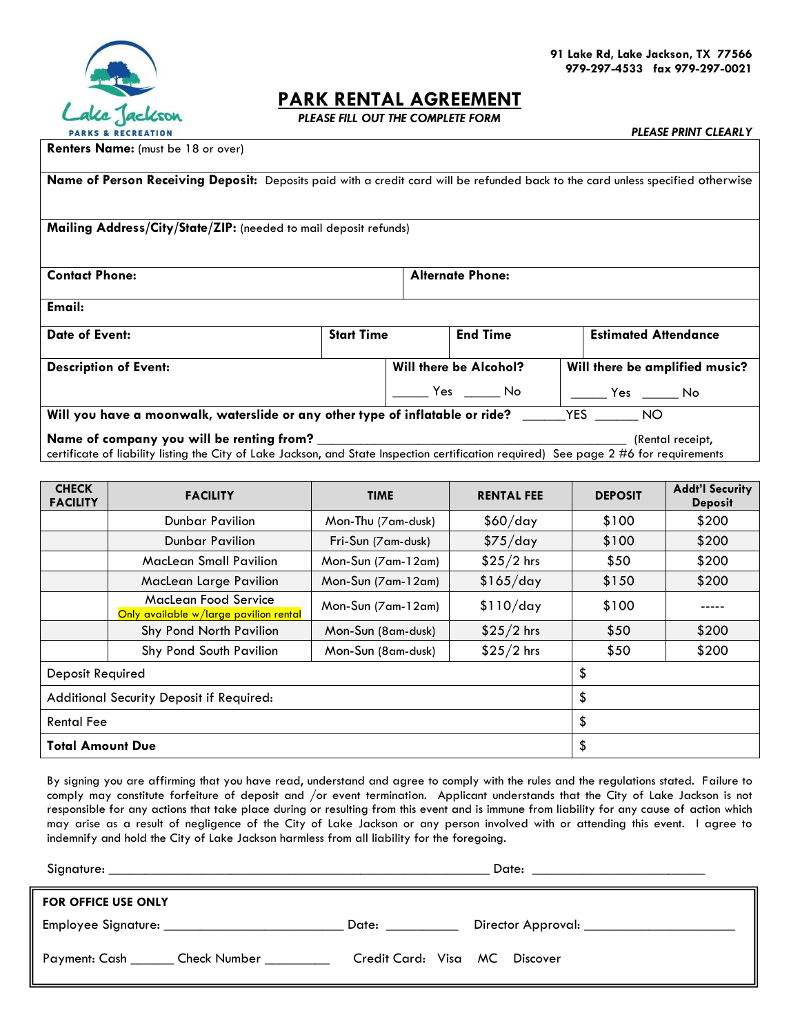91 Lake Rd, Lake Jackson, TX 77566
979-297-4533 fax 979-297-0021

Lake Jackson PARKS & RECREATION

# PARK RENTAL AGREEMENT

***PLEASE FILL OUT THE COMPLETE FORM***

***PLEASE PRINT CLEARLY***

**Renters Name:** (must be 18 or over)

**Name of Person Receiving Deposit:** Deposits paid with a credit card will be refunded back to the card unless specified otherwise

**Mailing Address/City/State/ZIP:** (needed to mail deposit refunds)

**Contact Phone:** **Alternate Phone:**

**Email:**

**Date of Event:** **Start Time** **End Time** **Estimated Attendance**

**Description of Event:** **Will there be Alcohol?** _____ Yes _____ No **Will there be amplified music?** _____ Yes _____ No

**Will you have a moonwalk, waterslide or any other type of inflatable or ride?** ______YES ______ NO

**Name of company you will be renting from?** ___________________________________ (Rental receipt, certificate of liability listing the City of Lake Jackson, and State Inspection certification required) See page 2 #6 for requirements

| CHECK FACILITY | FACILITY | TIME | RENTAL FEE | DEPOSIT | Add'l Security Deposit |
|---|---|---|---|---|---|
| | Dunbar Pavilion | Mon-Thu (7am-dusk) | $60/day | $100 | $200 |
| | Dunbar Pavilion | Fri-Sun (7am-dusk) | $75/day | $100 | $200 |
| | MacLean Small Pavilion | Mon-Sun (7am-12am) | $25/2 hrs | $50 | $200 |
| | MacLean Large Pavilion | Mon-Sun (7am-12am) | $165/day | $150 | $200 |
| | MacLean Food Service<br>Only available w/large pavilion rental | Mon-Sun (7am-12am) | $110/day | $100 | ----- |
| | Shy Pond North Pavilion | Mon-Sun (8am-dusk) | $25/2 hrs | $50 | $200 |
| | Shy Pond South Pavilion | Mon-Sun (8am-dusk) | $25/2 hrs | $50 | $200 |
| Deposit Required | | | | $ | |
| Additional Security Deposit if Required: | | | | $ | |
| Rental Fee | | | | $ | |
| **Total Amount Due** | | | | $ | |

By signing you are affirming that you have read, understand and agree to comply with the rules and the regulations stated. Failure to comply may constitute forfeiture of deposit and /or event termination. Applicant understands that the City of Lake Jackson is not responsible for any actions that take place during or resulting from this event and is immune from liability for any cause of action which may arise as a result of negligence of the City of Lake Jackson or any person involved with or attending this event. I agree to indemnify and hold the City of Lake Jackson harmless from all liability for the foregoing.

Signature: ___________________________________________ Date: ____________________

**FOR OFFICE USE ONLY**

Employee Signature: ____________________ Date: __________ Director Approval: ____________________

Payment: Cash ______ Check Number _________ Credit Card: Visa MC Discover